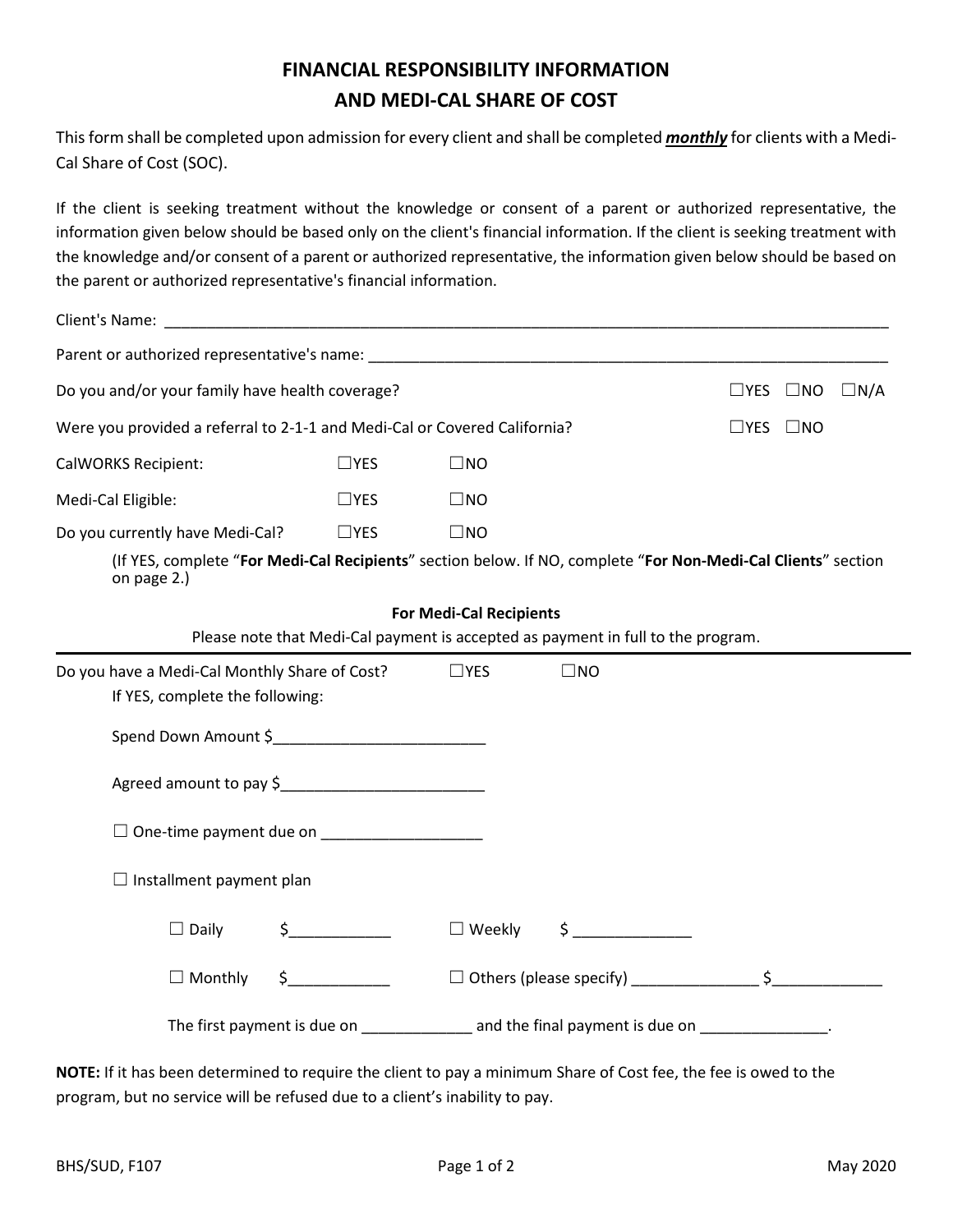# FINANCIAL RESPONSIBILITY INFORMATION AND MEDI-CAL SHARE OF COST

This form shall be completed upon admission for every client and shall be completed ***monthly*** for clients with a Medi-Cal Share of Cost (SOC).

If the client is seeking treatment without the knowledge or consent of a parent or authorized representative, the information given below should be based only on the client's financial information. If the client is seeking treatment with the knowledge and/or consent of a parent or authorized representative, the information given below should be based on the parent or authorized representative's financial information.

Client's Name: ______________________________________________________________________________

Parent or authorized representative's name: _______________________________________________________

Do you and/or your family have health coverage? ☐YES ☐NO ☐N/A

Were you provided a referral to 2-1-1 and Medi-Cal or Covered California? ☐YES ☐NO

CalWORKS Recipient: ☐YES ☐NO

Medi-Cal Eligible: ☐YES ☐NO

Do you currently have Medi-Cal? ☐YES ☐NO

(If YES, complete "**For Medi-Cal Recipients**" section below. If NO, complete "**For Non-Medi-Cal Clients**" section on page 2.)

**For Medi-Cal Recipients**

Please note that Medi-Cal payment is accepted as payment in full to the program.

---

Do you have a Medi-Cal Monthly Share of Cost? ☐YES ☐NO

If YES, complete the following:

Spend Down Amount $_________________________

Agreed amount to pay $________________________

☐ One-time payment due on ___________________

☐ Installment payment plan

☐ Daily $____________ ☐ Weekly $ ______________

☐ Monthly $____________ ☐ Others (please specify) _______________ $_____________

The first payment is due on _____________ and the final payment is due on _______________.

**NOTE:** If it has been determined to require the client to pay a minimum Share of Cost fee, the fee is owed to the program, but no service will be refused due to a client's inability to pay.

BHS/SUD, F107 May 2020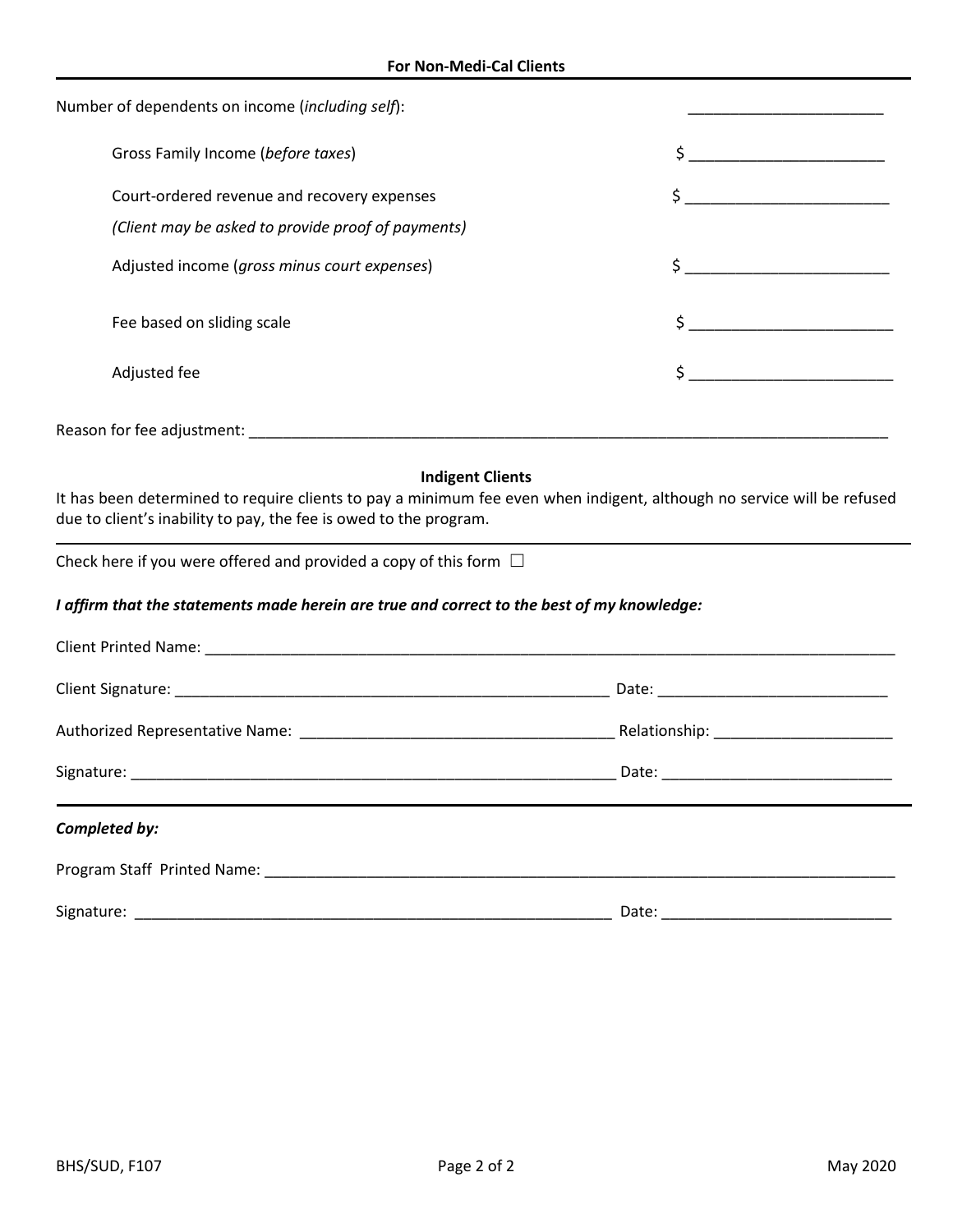## For Non-Medi-Cal Clients

Number of dependents on income (*including self*): ________________________

Gross Family Income (*before taxes*) $ ________________________

Court-ordered revenue and recovery expenses $ ________________________

*(Client may be asked to provide proof of payments)*

Adjusted income (*gross minus court expenses*) $ ________________________

Fee based on sliding scale $ ________________________

Adjusted fee $ ________________________

Reason for fee adjustment: ________________________________________________________________________________

**Indigent Clients**

It has been determined to require clients to pay a minimum fee even when indigent, although no service will be refused due to client's inability to pay, the fee is owed to the program.

---

Check here if you were offered and provided a copy of this form ☐

***I affirm that the statements made herein are true and correct to the best of my knowledge:***

Client Printed Name: ________________________________________________________________________________

Client Signature: ______________________________________________________ Date: ____________________________

Authorized Representative Name: _____________________________________ Relationship: _____________________

Signature: ____________________________________________________________ Date: ____________________________

---

***Completed by:***

Program Staff Printed Name: ________________________________________________________________________________

Signature: ____________________________________________________________ Date: ____________________________

BHS/SUD, F107 May 2020